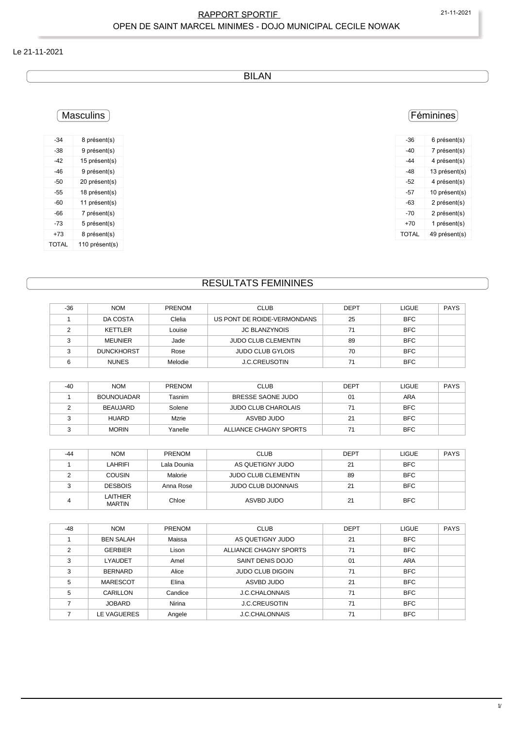# RAPPORT SPORTIF

## OPEN DE SAINT MARCEL MINIMES - DOJO MUNICIPAL CECILE NOWAK

Le 21-11-2021

## BILAN

### Masculins

| -34 | 8 présent(s) |
|---|---|
| -38 | 9 présent(s) |
| -42 | 15 présent(s) |
| -46 | 9 présent(s) |
| -50 | 20 présent(s) |
| -55 | 18 présent(s) |
| -60 | 11 présent(s) |
| -66 | 7 présent(s) |
| -73 | 5 présent(s) |
| +73 | 8 présent(s) |
| TOTAL | 110 présent(s) |

### Féminines

| -36 | 6 présent(s) |
|---|---|
| -40 | 7 présent(s) |
| -44 | 4 présent(s) |
| -48 | 13 présent(s) |
| -52 | 4 présent(s) |
| -57 | 10 présent(s) |
| -63 | 2 présent(s) |
| -70 | 2 présent(s) |
| +70 | 1 présent(s) |
| TOTAL | 49 présent(s) |

## RESULTATS FEMININES

| -36 | NOM | PRENOM | CLUB | DEPT | LIGUE | PAYS |
|---|---|---|---|---|---|---|
| 1 | DA COSTA | Clelia | US PONT DE ROIDE-VERMONDANS | 25 | BFC | |
| 2 | KETTLER | Louise | JC BLANZYNOIS | 71 | BFC | |
| 3 | MEUNIER | Jade | JUDO CLUB CLEMENTIN | 89 | BFC | |
| 3 | DUNCKHORST | Rose | JUDO CLUB GYLOIS | 70 | BFC | |
| 6 | NUNES | Melodie | J.C.CREUSOTIN | 71 | BFC | |

| -40 | NOM | PRENOM | CLUB | DEPT | LIGUE | PAYS |
|---|---|---|---|---|---|---|
| 1 | BOUNOUADAR | Tasnim | BRESSE SAONE JUDO | 01 | ARA | |
| 2 | BEAUJARD | Solene | JUDO CLUB CHAROLAIS | 71 | BFC | |
| 3 | HUARD | Mzrie | ASVBD JUDO | 21 | BFC | |
| 3 | MORIN | Yanelle | ALLIANCE CHAGNY SPORTS | 71 | BFC | |

| -44 | NOM | PRENOM | CLUB | DEPT | LIGUE | PAYS |
|---|---|---|---|---|---|---|
| 1 | LAHRIFI | Lala Dounia | AS QUETIGNY JUDO | 21 | BFC | |
| 2 | COUSIN | Malorie | JUDO CLUB CLEMENTIN | 89 | BFC | |
| 3 | DESBOIS | Anna Rose | JUDO CLUB DIJONNAIS | 21 | BFC | |
| 4 | LAITHIER MARTIN | Chloe | ASVBD JUDO | 21 | BFC | |

| -48 | NOM | PRENOM | CLUB | DEPT | LIGUE | PAYS |
|---|---|---|---|---|---|---|
| 1 | BEN SALAH | Maissa | AS QUETIGNY JUDO | 21 | BFC | |
| 2 | GERBIER | Lison | ALLIANCE CHAGNY SPORTS | 71 | BFC | |
| 3 | LYAUDET | Amel | SAINT DENIS DOJO | 01 | ARA | |
| 3 | BERNARD | Alice | JUDO CLUB DIGOIN | 71 | BFC | |
| 5 | MARESCOT | Elina | ASVBD JUDO | 21 | BFC | |
| 5 | CARILLON | Candice | J.C.CHALONNAIS | 71 | BFC | |
| 7 | JOBARD | Nirina | J.C.CREUSOTIN | 71 | BFC | |
| 7 | LE VAGUERES | Angele | J.C.CHALONNAIS | 71 | BFC | |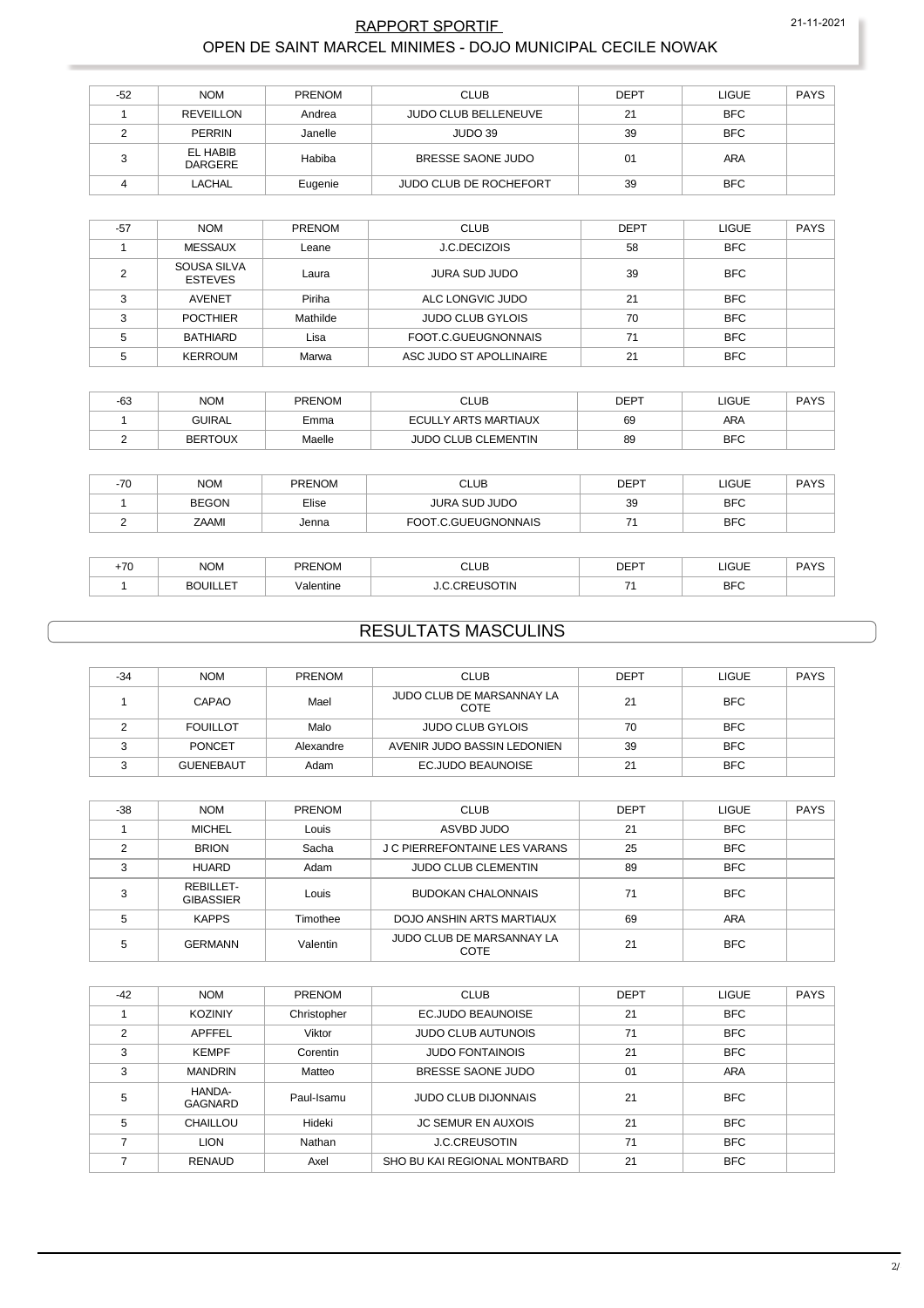# RAPPORT SPORTIF

## OPEN DE SAINT MARCEL MINIMES - DOJO MUNICIPAL CECILE NOWAK

| -52 | NOM | PRENOM | CLUB | DEPT | LIGUE | PAYS |
|---|---|---|---|---|---|---|
| 1 | REVEILLON | Andrea | JUDO CLUB BELLENEUVE | 21 | BFC | |
| 2 | PERRIN | Janelle | JUDO 39 | 39 | BFC | |
| 3 | EL HABIB DARGERE | Habiba | BRESSE SAONE JUDO | 01 | ARA | |
| 4 | LACHAL | Eugenie | JUDO CLUB DE ROCHEFORT | 39 | BFC | |

| -57 | NOM | PRENOM | CLUB | DEPT | LIGUE | PAYS |
|---|---|---|---|---|---|---|
| 1 | MESSAUX | Leane | J.C.DECIZOIS | 58 | BFC | |
| 2 | SOUSA SILVA ESTEVES | Laura | JURA SUD JUDO | 39 | BFC | |
| 3 | AVENET | Piriha | ALC LONGVIC JUDO | 21 | BFC | |
| 3 | POCTHIER | Mathilde | JUDO CLUB GYLOIS | 70 | BFC | |
| 5 | BATHIARD | Lisa | FOOT.C.GUEUGNONNAIS | 71 | BFC | |
| 5 | KERROUM | Marwa | ASC JUDO ST APOLLINAIRE | 21 | BFC | |

| -63 | NOM | PRENOM | CLUB | DEPT | LIGUE | PAYS |
|---|---|---|---|---|---|---|
| 1 | GUIRAL | Emma | ECULLY ARTS MARTIAUX | 69 | ARA | |
| 2 | BERTOUX | Maelle | JUDO CLUB CLEMENTIN | 89 | BFC | |

| -70 | NOM | PRENOM | CLUB | DEPT | LIGUE | PAYS |
|---|---|---|---|---|---|---|
| 1 | BEGON | Elise | JURA SUD JUDO | 39 | BFC | |
| 2 | ZAAMI | Jenna | FOOT.C.GUEUGNONNAIS | 71 | BFC | |

| +70 | NOM | PRENOM | CLUB | DEPT | LIGUE | PAYS |
|---|---|---|---|---|---|---|
| 1 | BOUILLET | Valentine | J.C.CREUSOTIN | 71 | BFC | |

## RESULTATS MASCULINS

| -34 | NOM | PRENOM | CLUB | DEPT | LIGUE | PAYS |
|---|---|---|---|---|---|---|
| 1 | CAPAO | Mael | JUDO CLUB DE MARSANNAY LA COTE | 21 | BFC | |
| 2 | FOUILLOT | Malo | JUDO CLUB GYLOIS | 70 | BFC | |
| 3 | PONCET | Alexandre | AVENIR JUDO BASSIN LEDONIEN | 39 | BFC | |
| 3 | GUENEBAUT | Adam | EC.JUDO BEAUNOISE | 21 | BFC | |

| -38 | NOM | PRENOM | CLUB | DEPT | LIGUE | PAYS |
|---|---|---|---|---|---|---|
| 1 | MICHEL | Louis | ASVBD JUDO | 21 | BFC | |
| 2 | BRION | Sacha | J C PIERREFONTAINE LES VARANS | 25 | BFC | |
| 3 | HUARD | Adam | JUDO CLUB CLEMENTIN | 89 | BFC | |
| 3 | REBILLET-GIBASSIER | Louis | BUDOKAN CHALONNAIS | 71 | BFC | |
| 5 | KAPPS | Timothee | DOJO ANSHIN ARTS MARTIAUX | 69 | ARA | |
| 5 | GERMANN | Valentin | JUDO CLUB DE MARSANNAY LA COTE | 21 | BFC | |

| -42 | NOM | PRENOM | CLUB | DEPT | LIGUE | PAYS |
|---|---|---|---|---|---|---|
| 1 | KOZINIY | Christopher | EC.JUDO BEAUNOISE | 21 | BFC | |
| 2 | APFFEL | Viktor | JUDO CLUB AUTUNOIS | 71 | BFC | |
| 3 | KEMPF | Corentin | JUDO FONTAINOIS | 21 | BFC | |
| 3 | MANDRIN | Matteo | BRESSE SAONE JUDO | 01 | ARA | |
| 5 | HANDA-GAGNARD | Paul-Isamu | JUDO CLUB DIJONNAIS | 21 | BFC | |
| 5 | CHAILLOU | Hideki | JC SEMUR EN AUXOIS | 21 | BFC | |
| 7 | LION | Nathan | J.C.CREUSOTIN | 71 | BFC | |
| 7 | RENAUD | Axel | SHO BU KAI REGIONAL MONTBARD | 21 | BFC | |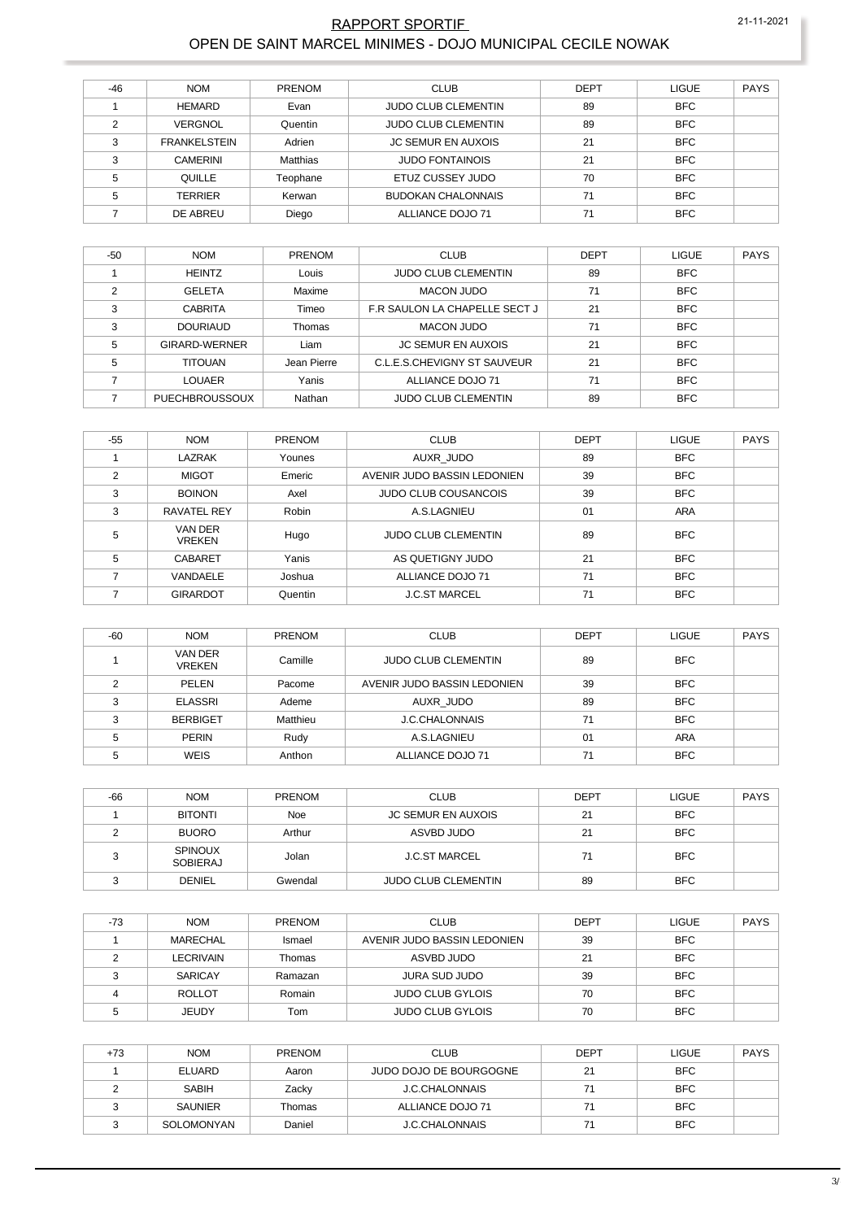## RAPPORT SPORTIF

## OPEN DE SAINT MARCEL MINIMES - DOJO MUNICIPAL CECILE NOWAK

21-11-2021

| -46 | NOM | PRENOM | CLUB | DEPT | LIGUE | PAYS |
|---|---|---|---|---|---|---|
| 1 | HEMARD | Evan | JUDO CLUB CLEMENTIN | 89 | BFC | |
| 2 | VERGNOL | Quentin | JUDO CLUB CLEMENTIN | 89 | BFC | |
| 3 | FRANKELSTEIN | Adrien | JC SEMUR EN AUXOIS | 21 | BFC | |
| 3 | CAMERINI | Matthias | JUDO FONTAINOIS | 21 | BFC | |
| 5 | QUILLE | Teophane | ETUZ CUSSEY JUDO | 70 | BFC | |
| 5 | TERRIER | Kerwan | BUDOKAN CHALONNAIS | 71 | BFC | |
| 7 | DE ABREU | Diego | ALLIANCE DOJO 71 | 71 | BFC | |

| -50 | NOM | PRENOM | CLUB | DEPT | LIGUE | PAYS |
|---|---|---|---|---|---|---|
| 1 | HEINTZ | Louis | JUDO CLUB CLEMENTIN | 89 | BFC | |
| 2 | GELETA | Maxime | MACON JUDO | 71 | BFC | |
| 3 | CABRITA | Timeo | F.R SAULON LA CHAPELLE SECT J | 21 | BFC | |
| 3 | DOURIAUD | Thomas | MACON JUDO | 71 | BFC | |
| 5 | GIRARD-WERNER | Liam | JC SEMUR EN AUXOIS | 21 | BFC | |
| 5 | TITOUAN | Jean Pierre | C.L.E.S.CHEVIGNY ST SAUVEUR | 21 | BFC | |
| 7 | LOUAER | Yanis | ALLIANCE DOJO 71 | 71 | BFC | |
| 7 | PUECHBROUSSOUX | Nathan | JUDO CLUB CLEMENTIN | 89 | BFC | |

| -55 | NOM | PRENOM | CLUB | DEPT | LIGUE | PAYS |
|---|---|---|---|---|---|---|
| 1 | LAZRAK | Younes | AUXR_JUDO | 89 | BFC | |
| 2 | MIGOT | Emeric | AVENIR JUDO BASSIN LEDONIEN | 39 | BFC | |
| 3 | BOINON | Axel | JUDO CLUB COUSANCOIS | 39 | BFC | |
| 3 | RAVATEL REY | Robin | A.S.LAGNIEU | 01 | ARA | |
| 5 | VAN DER VREKEN | Hugo | JUDO CLUB CLEMENTIN | 89 | BFC | |
| 5 | CABARET | Yanis | AS QUETIGNY JUDO | 21 | BFC | |
| 7 | VANDAELE | Joshua | ALLIANCE DOJO 71 | 71 | BFC | |
| 7 | GIRARDOT | Quentin | J.C.ST MARCEL | 71 | BFC | |

| -60 | NOM | PRENOM | CLUB | DEPT | LIGUE | PAYS |
|---|---|---|---|---|---|---|
| 1 | VAN DER VREKEN | Camille | JUDO CLUB CLEMENTIN | 89 | BFC | |
| 2 | PELEN | Pacome | AVENIR JUDO BASSIN LEDONIEN | 39 | BFC | |
| 3 | ELASSRI | Ademe | AUXR_JUDO | 89 | BFC | |
| 3 | BERBIGET | Matthieu | J.C.CHALONNAIS | 71 | BFC | |
| 5 | PERIN | Rudy | A.S.LAGNIEU | 01 | ARA | |
| 5 | WEIS | Anthon | ALLIANCE DOJO 71 | 71 | BFC | |

| -66 | NOM | PRENOM | CLUB | DEPT | LIGUE | PAYS |
|---|---|---|---|---|---|---|
| 1 | BITONTI | Noe | JC SEMUR EN AUXOIS | 21 | BFC | |
| 2 | BUORO | Arthur | ASVBD JUDO | 21 | BFC | |
| 3 | SPINOUX SOBIERAJ | Jolan | J.C.ST MARCEL | 71 | BFC | |
| 3 | DENIEL | Gwendal | JUDO CLUB CLEMENTIN | 89 | BFC | |

| -73 | NOM | PRENOM | CLUB | DEPT | LIGUE | PAYS |
|---|---|---|---|---|---|---|
| 1 | MARECHAL | Ismael | AVENIR JUDO BASSIN LEDONIEN | 39 | BFC | |
| 2 | LECRIVAIN | Thomas | ASVBD JUDO | 21 | BFC | |
| 3 | SARICAY | Ramazan | JURA SUD JUDO | 39 | BFC | |
| 4 | ROLLOT | Romain | JUDO CLUB GYLOIS | 70 | BFC | |
| 5 | JEUDY | Tom | JUDO CLUB GYLOIS | 70 | BFC | |

| +73 | NOM | PRENOM | CLUB | DEPT | LIGUE | PAYS |
|---|---|---|---|---|---|---|
| 1 | ELUARD | Aaron | JUDO DOJO DE BOURGOGNE | 21 | BFC | |
| 2 | SABIH | Zacky | J.C.CHALONNAIS | 71 | BFC | |
| 3 | SAUNIER | Thomas | ALLIANCE DOJO 71 | 71 | BFC | |
| 3 | SOLOMONYAN | Daniel | J.C.CHALONNAIS | 71 | BFC | |